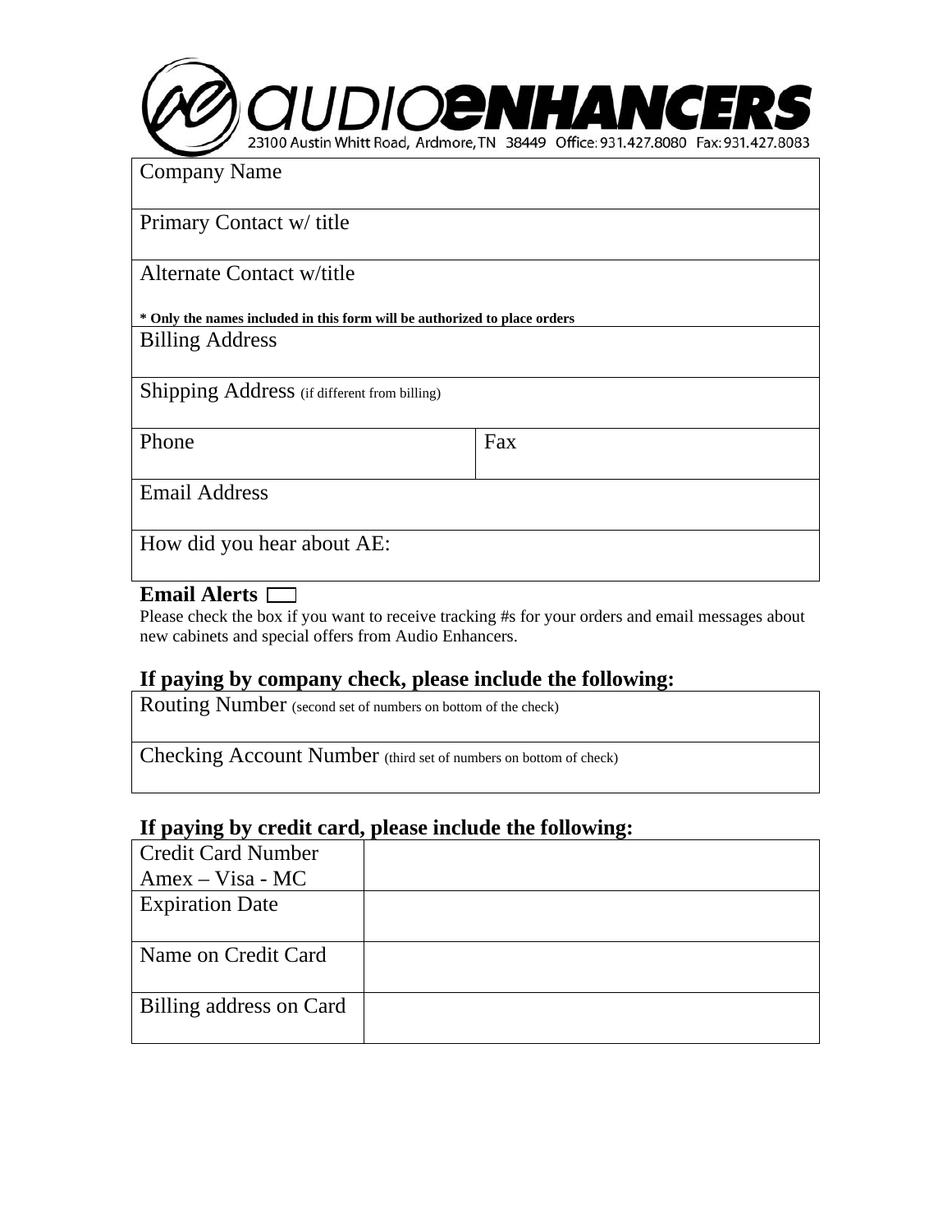# audioenhancers

23100 Austin Whitt Road, Ardmore, TN 38449 Office: 931.427.8080 Fax: 931.427.8083

| Company Name | |
|---|---|
| Primary Contact w/ title | |
| Alternate Contact w/title<br><br>**\* Only the names included in this form will be authorized to place orders** | |
| Billing Address | |
| Shipping Address (if different from billing) | |
| Phone | Fax |
| Email Address | |
| How did you hear about AE: | |

**Email Alerts** ☐

Please check the box if you want to receive tracking #s for your orders and email messages about new cabinets and special offers from Audio Enhancers.

## If paying by company check, please include the following:

| Routing Number (second set of numbers on bottom of the check) |
|---|
| Checking Account Number (third set of numbers on bottom of check) |

## If paying by credit card, please include the following:

| Credit Card Number<br>Amex – Visa - MC | |
|---|---|
| Expiration Date | |
| Name on Credit Card | |
| Billing address on Card | |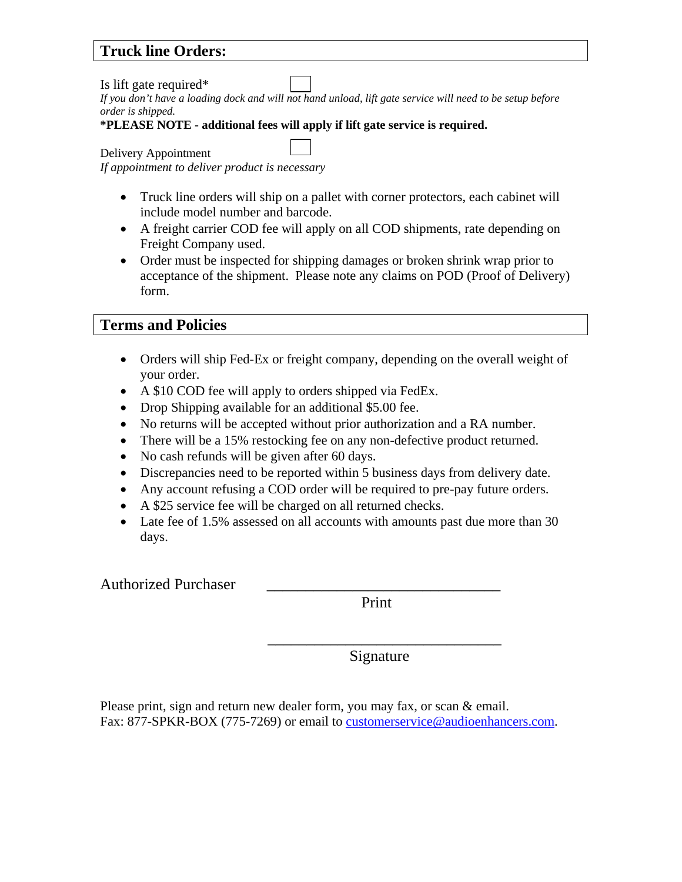## Truck line Orders:

Is lift gate required* ☐

*If you don't have a loading dock and will not hand unload, lift gate service will need to be setup before order is shipped.*

***PLEASE NOTE - additional fees will apply if lift gate service is required.**

Delivery Appointment ☐

*If appointment to deliver product is necessary*

- Truck line orders will ship on a pallet with corner protectors, each cabinet will include model number and barcode.
- A freight carrier COD fee will apply on all COD shipments, rate depending on Freight Company used.
- Order must be inspected for shipping damages or broken shrink wrap prior to acceptance of the shipment. Please note any claims on POD (Proof of Delivery) form.

## Terms and Policies

- Orders will ship Fed-Ex or freight company, depending on the overall weight of your order.
- A $10 COD fee will apply to orders shipped via FedEx.
- Drop Shipping available for an additional $5.00 fee.
- No returns will be accepted without prior authorization and a RA number.
- There will be a 15% restocking fee on any non-defective product returned.
- No cash refunds will be given after 60 days.
- Discrepancies need to be reported within 5 business days from delivery date.
- Any account refusing a COD order will be required to pre-pay future orders.
- A $25 service fee will be charged on all returned checks.
- Late fee of 1.5% assessed on all accounts with amounts past due more than 30 days.

Authorized Purchaser ________________________________

Print

________________________________

Signature

Please print, sign and return new dealer form, you may fax, or scan & email.
Fax: 877-SPKR-BOX (775-7269) or email to customerservice@audioenhancers.com.